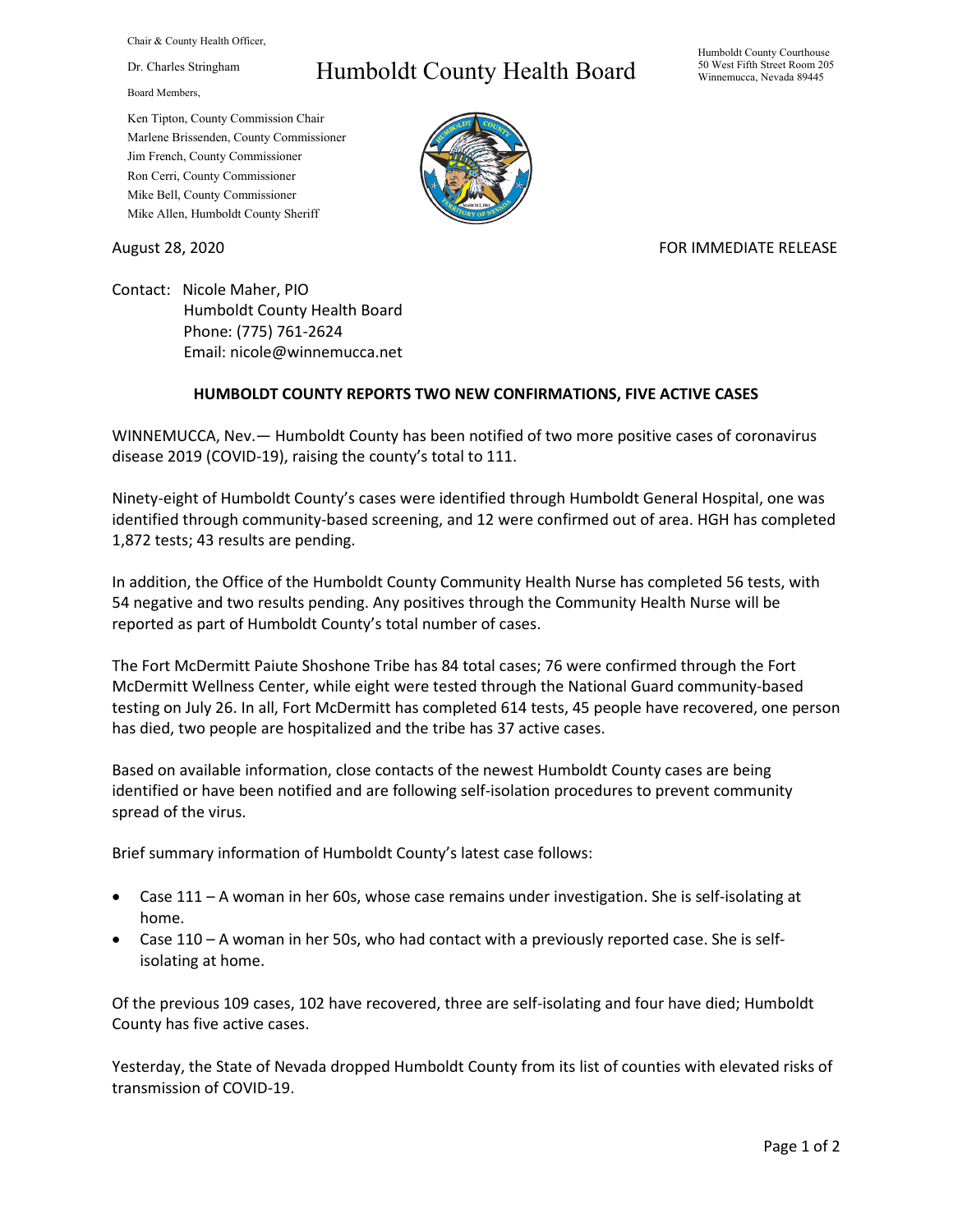Chair & County Health Officer,

Dr. Charles Stringham

# Humboldt County Health Board

Humboldt County Courthouse
50 West Fifth Street Room 205
Winnemucca, Nevada 89445

Board Members,

Ken Tipton, County Commission Chair
Marlene Brissenden, County Commissioner
Jim French, County Commissioner
Ron Cerri, County Commissioner
Mike Bell, County Commissioner
Mike Allen, Humboldt County Sheriff

August 28, 2020

FOR IMMEDIATE RELEASE

Contact: Nicole Maher, PIO
Humboldt County Health Board
Phone: (775) 761-2624
Email: nicole@winnemucca.net

**HUMBOLDT COUNTY REPORTS TWO NEW CONFIRMATIONS, FIVE ACTIVE CASES**

WINNEMUCCA, Nev.— Humboldt County has been notified of two more positive cases of coronavirus disease 2019 (COVID-19), raising the county's total to 111.

Ninety-eight of Humboldt County's cases were identified through Humboldt General Hospital, one was identified through community-based screening, and 12 were confirmed out of area. HGH has completed 1,872 tests; 43 results are pending.

In addition, the Office of the Humboldt County Community Health Nurse has completed 56 tests, with 54 negative and two results pending. Any positives through the Community Health Nurse will be reported as part of Humboldt County's total number of cases.

The Fort McDermitt Paiute Shoshone Tribe has 84 total cases; 76 were confirmed through the Fort McDermitt Wellness Center, while eight were tested through the National Guard community-based testing on July 26. In all, Fort McDermitt has completed 614 tests, 45 people have recovered, one person has died, two people are hospitalized and the tribe has 37 active cases.

Based on available information, close contacts of the newest Humboldt County cases are being identified or have been notified and are following self-isolation procedures to prevent community spread of the virus.

Brief summary information of Humboldt County's latest case follows:

- Case 111 – A woman in her 60s, whose case remains under investigation. She is self-isolating at home.
- Case 110 – A woman in her 50s, who had contact with a previously reported case. She is self-isolating at home.

Of the previous 109 cases, 102 have recovered, three are self-isolating and four have died; Humboldt County has five active cases.

Yesterday, the State of Nevada dropped Humboldt County from its list of counties with elevated risks of transmission of COVID-19.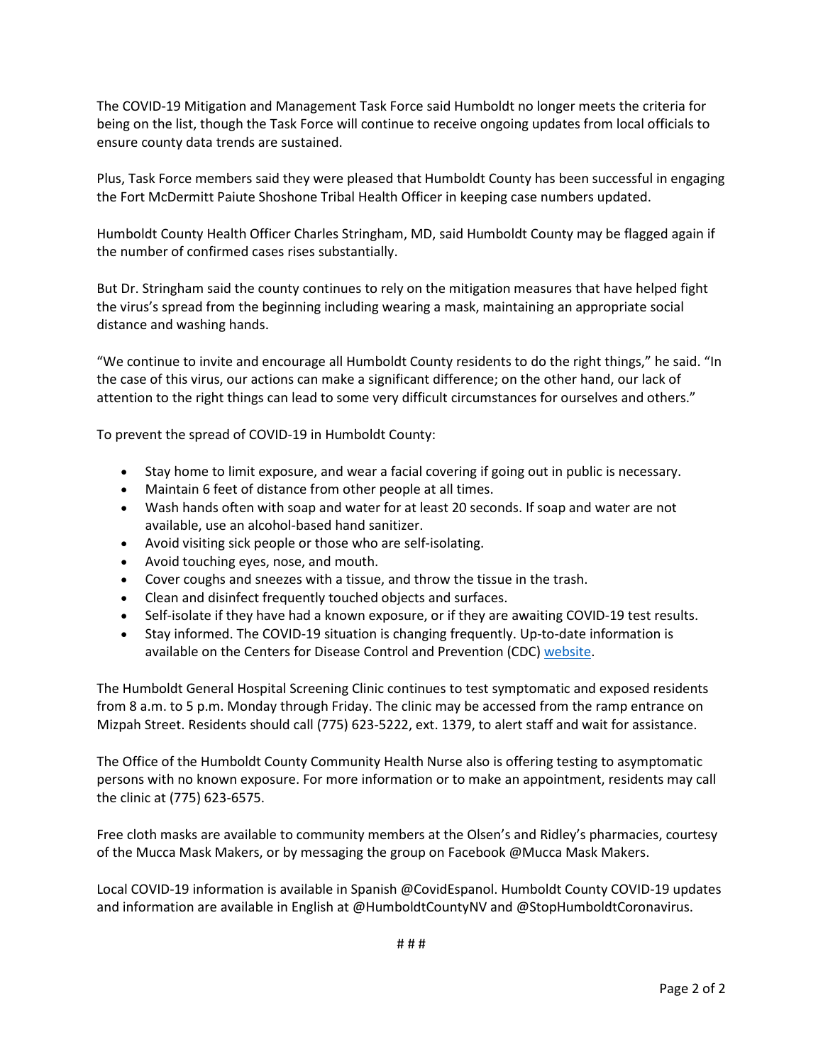The COVID-19 Mitigation and Management Task Force said Humboldt no longer meets the criteria for being on the list, though the Task Force will continue to receive ongoing updates from local officials to ensure county data trends are sustained.

Plus, Task Force members said they were pleased that Humboldt County has been successful in engaging the Fort McDermitt Paiute Shoshone Tribal Health Officer in keeping case numbers updated.

Humboldt County Health Officer Charles Stringham, MD, said Humboldt County may be flagged again if the number of confirmed cases rises substantially.

But Dr. Stringham said the county continues to rely on the mitigation measures that have helped fight the virus's spread from the beginning including wearing a mask, maintaining an appropriate social distance and washing hands.

"We continue to invite and encourage all Humboldt County residents to do the right things," he said. "In the case of this virus, our actions can make a significant difference; on the other hand, our lack of attention to the right things can lead to some very difficult circumstances for ourselves and others."

To prevent the spread of COVID-19 in Humboldt County:

- Stay home to limit exposure, and wear a facial covering if going out in public is necessary.
- Maintain 6 feet of distance from other people at all times.
- Wash hands often with soap and water for at least 20 seconds. If soap and water are not available, use an alcohol-based hand sanitizer.
- Avoid visiting sick people or those who are self-isolating.
- Avoid touching eyes, nose, and mouth.
- Cover coughs and sneezes with a tissue, and throw the tissue in the trash.
- Clean and disinfect frequently touched objects and surfaces.
- Self-isolate if they have had a known exposure, or if they are awaiting COVID-19 test results.
- Stay informed. The COVID-19 situation is changing frequently. Up-to-date information is available on the Centers for Disease Control and Prevention (CDC) website.

The Humboldt General Hospital Screening Clinic continues to test symptomatic and exposed residents from 8 a.m. to 5 p.m. Monday through Friday. The clinic may be accessed from the ramp entrance on Mizpah Street. Residents should call (775) 623-5222, ext. 1379, to alert staff and wait for assistance.

The Office of the Humboldt County Community Health Nurse also is offering testing to asymptomatic persons with no known exposure. For more information or to make an appointment, residents may call the clinic at (775) 623-6575.

Free cloth masks are available to community members at the Olsen's and Ridley's pharmacies, courtesy of the Mucca Mask Makers, or by messaging the group on Facebook @Mucca Mask Makers.

Local COVID-19 information is available in Spanish @CovidEspanol. Humboldt County COVID-19 updates and information are available in English at @HumboldtCountyNV and @StopHumboldtCoronavirus.

# # #